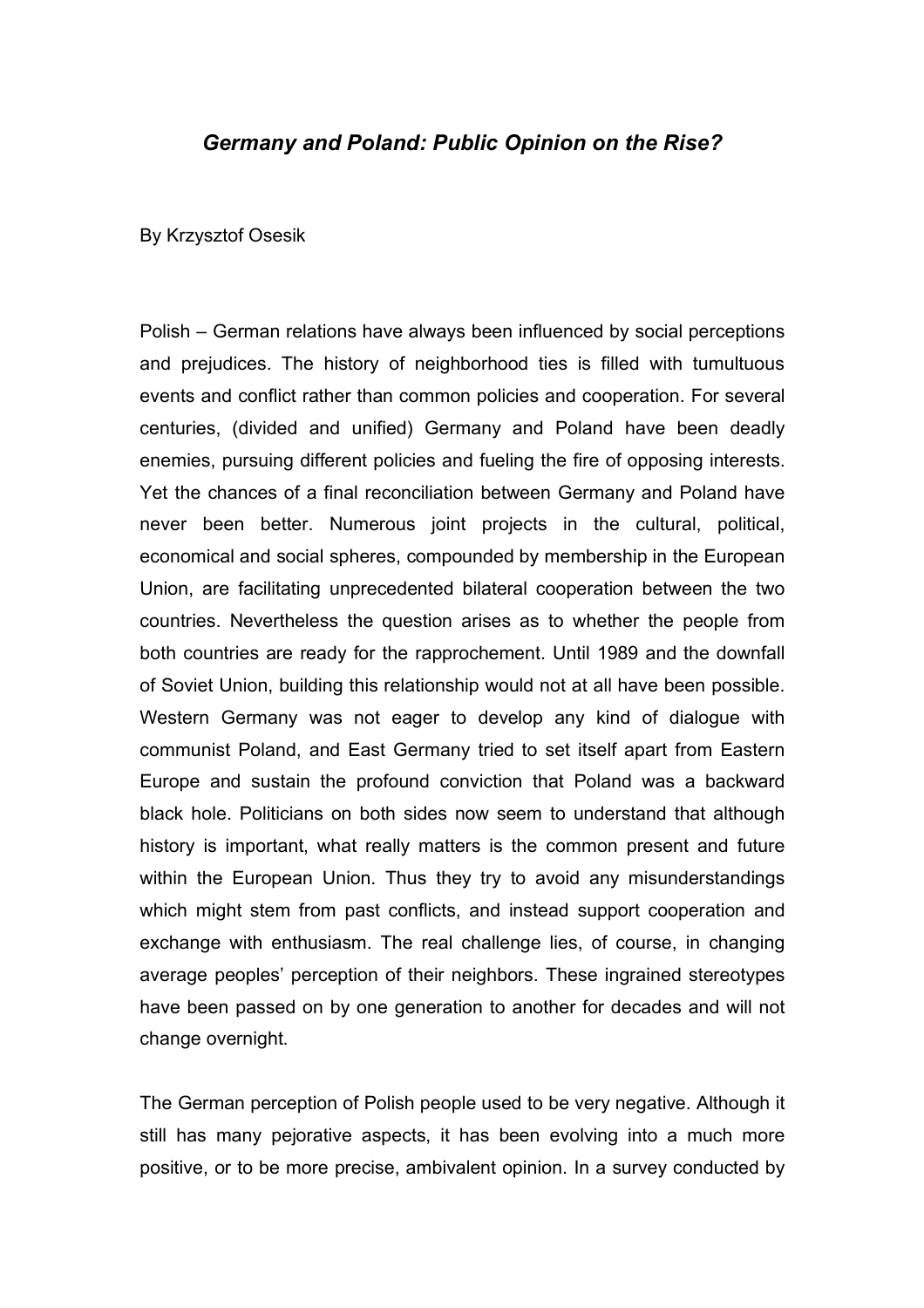# *Germany and Poland: Public Opinion on the Rise?*

By Krzysztof Osesik

Polish – German relations have always been influenced by social perceptions and prejudices. The history of neighborhood ties is filled with tumultuous events and conflict rather than common policies and cooperation. For several centuries, (divided and unified) Germany and Poland have been deadly enemies, pursuing different policies and fueling the fire of opposing interests. Yet the chances of a final reconciliation between Germany and Poland have never been better. Numerous joint projects in the cultural, political, economical and social spheres, compounded by membership in the European Union, are facilitating unprecedented bilateral cooperation between the two countries. Nevertheless the question arises as to whether the people from both countries are ready for the rapprochement. Until 1989 and the downfall of Soviet Union, building this relationship would not at all have been possible. Western Germany was not eager to develop any kind of dialogue with communist Poland, and East Germany tried to set itself apart from Eastern Europe and sustain the profound conviction that Poland was a backward black hole. Politicians on both sides now seem to understand that although history is important, what really matters is the common present and future within the European Union. Thus they try to avoid any misunderstandings which might stem from past conflicts, and instead support cooperation and exchange with enthusiasm. The real challenge lies, of course, in changing average peoples' perception of their neighbors. These ingrained stereotypes have been passed on by one generation to another for decades and will not change overnight.

The German perception of Polish people used to be very negative. Although it still has many pejorative aspects, it has been evolving into a much more positive, or to be more precise, ambivalent opinion. In a survey conducted by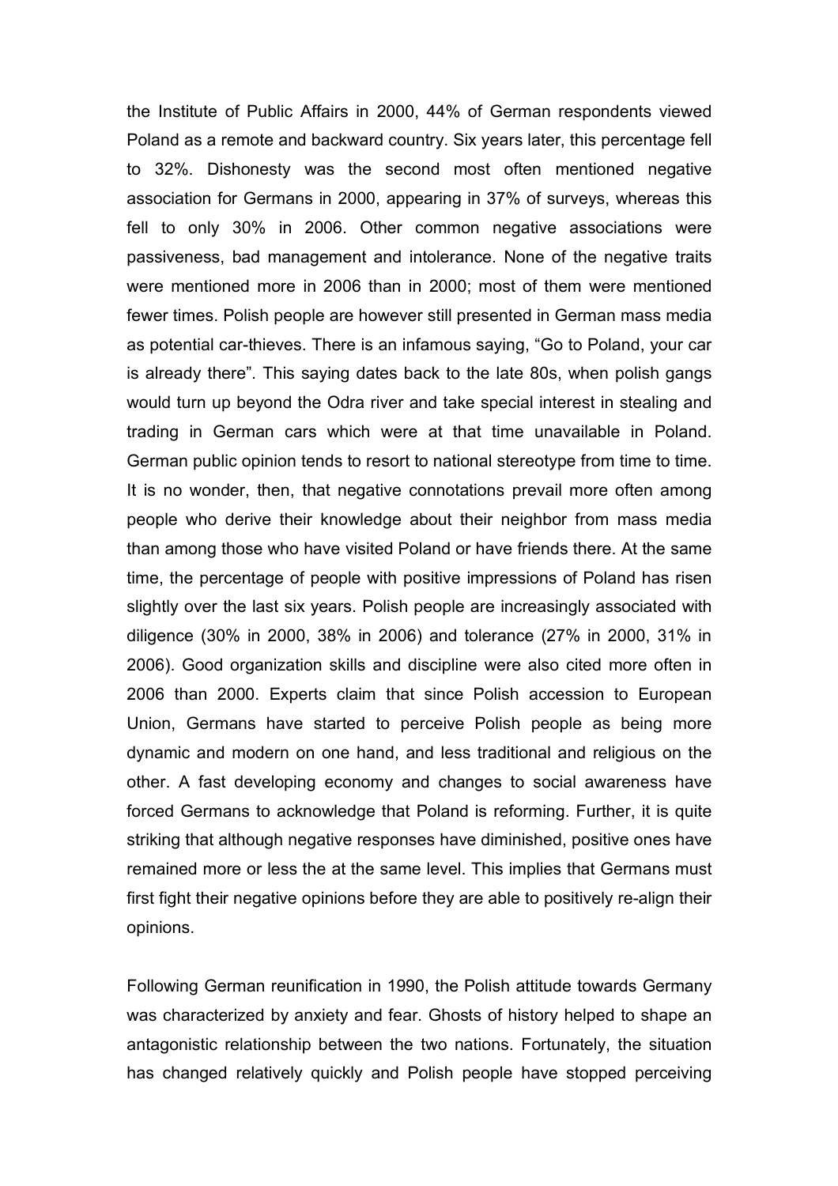the Institute of Public Affairs in 2000, 44% of German respondents viewed Poland as a remote and backward country. Six years later, this percentage fell to 32%. Dishonesty was the second most often mentioned negative association for Germans in 2000, appearing in 37% of surveys, whereas this fell to only 30% in 2006. Other common negative associations were passiveness, bad management and intolerance. None of the negative traits were mentioned more in 2006 than in 2000; most of them were mentioned fewer times. Polish people are however still presented in German mass media as potential car-thieves. There is an infamous saying, “Go to Poland, your car is already there”. This saying dates back to the late 80s, when polish gangs would turn up beyond the Odra river and take special interest in stealing and trading in German cars which were at that time unavailable in Poland. German public opinion tends to resort to national stereotype from time to time. It is no wonder, then, that negative connotations prevail more often among people who derive their knowledge about their neighbor from mass media than among those who have visited Poland or have friends there. At the same time, the percentage of people with positive impressions of Poland has risen slightly over the last six years. Polish people are increasingly associated with diligence (30% in 2000, 38% in 2006) and tolerance (27% in 2000, 31% in 2006). Good organization skills and discipline were also cited more often in 2006 than 2000. Experts claim that since Polish accession to European Union, Germans have started to perceive Polish people as being more dynamic and modern on one hand, and less traditional and religious on the other. A fast developing economy and changes to social awareness have forced Germans to acknowledge that Poland is reforming. Further, it is quite striking that although negative responses have diminished, positive ones have remained more or less the at the same level. This implies that Germans must first fight their negative opinions before they are able to positively re-align their opinions.

Following German reunification in 1990, the Polish attitude towards Germany was characterized by anxiety and fear. Ghosts of history helped to shape an antagonistic relationship between the two nations. Fortunately, the situation has changed relatively quickly and Polish people have stopped perceiving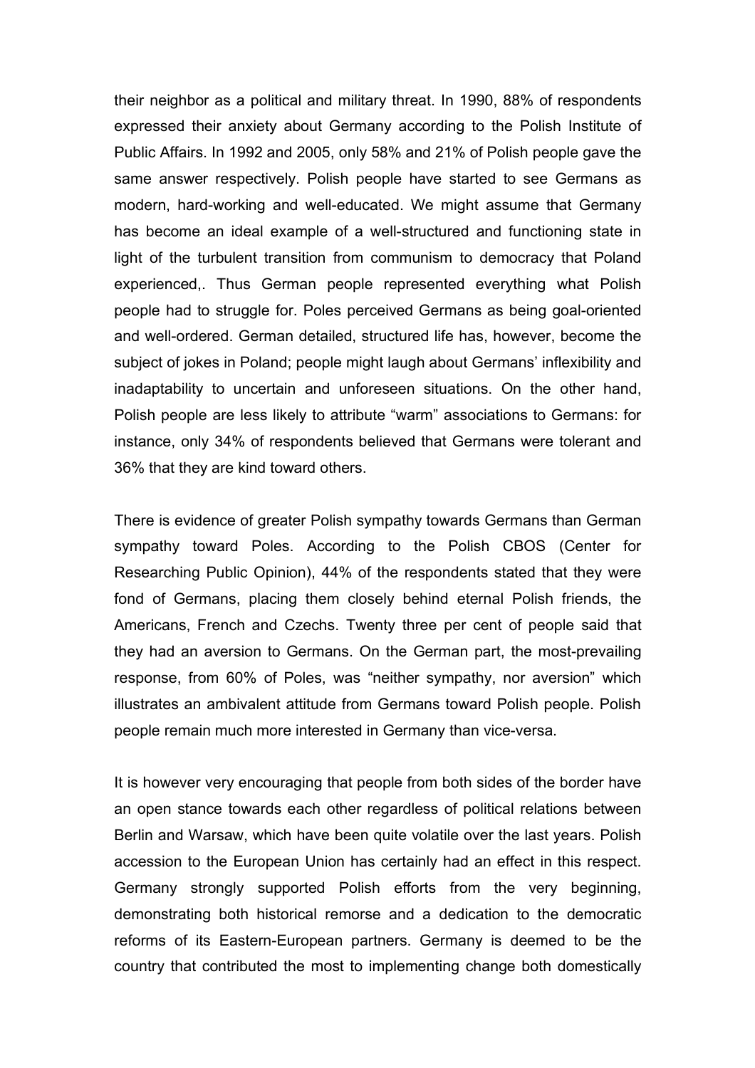their neighbor as a political and military threat. In 1990, 88% of respondents expressed their anxiety about Germany according to the Polish Institute of Public Affairs. In 1992 and 2005, only 58% and 21% of Polish people gave the same answer respectively. Polish people have started to see Germans as modern, hard-working and well-educated. We might assume that Germany has become an ideal example of a well-structured and functioning state in light of the turbulent transition from communism to democracy that Poland experienced,. Thus German people represented everything what Polish people had to struggle for. Poles perceived Germans as being goal-oriented and well-ordered. German detailed, structured life has, however, become the subject of jokes in Poland; people might laugh about Germans' inflexibility and inadaptability to uncertain and unforeseen situations. On the other hand, Polish people are less likely to attribute "warm" associations to Germans: for instance, only 34% of respondents believed that Germans were tolerant and 36% that they are kind toward others.

There is evidence of greater Polish sympathy towards Germans than German sympathy toward Poles. According to the Polish CBOS (Center for Researching Public Opinion), 44% of the respondents stated that they were fond of Germans, placing them closely behind eternal Polish friends, the Americans, French and Czechs. Twenty three per cent of people said that they had an aversion to Germans. On the German part, the most-prevailing response, from 60% of Poles, was "neither sympathy, nor aversion" which illustrates an ambivalent attitude from Germans toward Polish people. Polish people remain much more interested in Germany than vice-versa.

It is however very encouraging that people from both sides of the border have an open stance towards each other regardless of political relations between Berlin and Warsaw, which have been quite volatile over the last years. Polish accession to the European Union has certainly had an effect in this respect. Germany strongly supported Polish efforts from the very beginning, demonstrating both historical remorse and a dedication to the democratic reforms of its Eastern-European partners. Germany is deemed to be the country that contributed the most to implementing change both domestically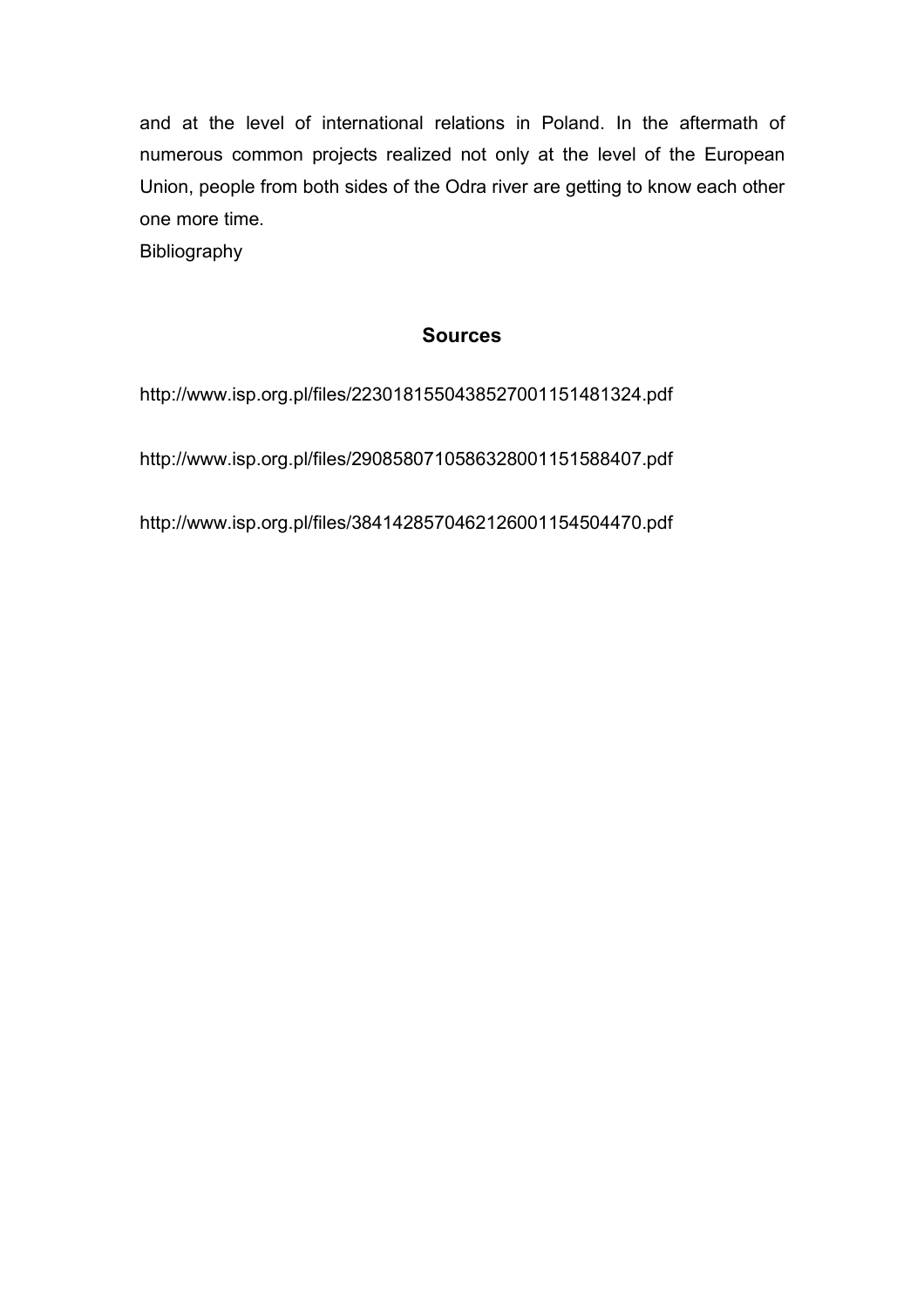and at the level of international relations in Poland. In the aftermath of numerous common projects realized not only at the level of the European Union, people from both sides of the Odra river are getting to know each other one more time.

Bibliography

## Sources

http://www.isp.org.pl/files/22301815504385270011514813​24.pdf

http://www.isp.org.pl/files/29085807105863280011515884​07.pdf

http://www.isp.org.pl/files/38414285704621260011545044​70.pdf